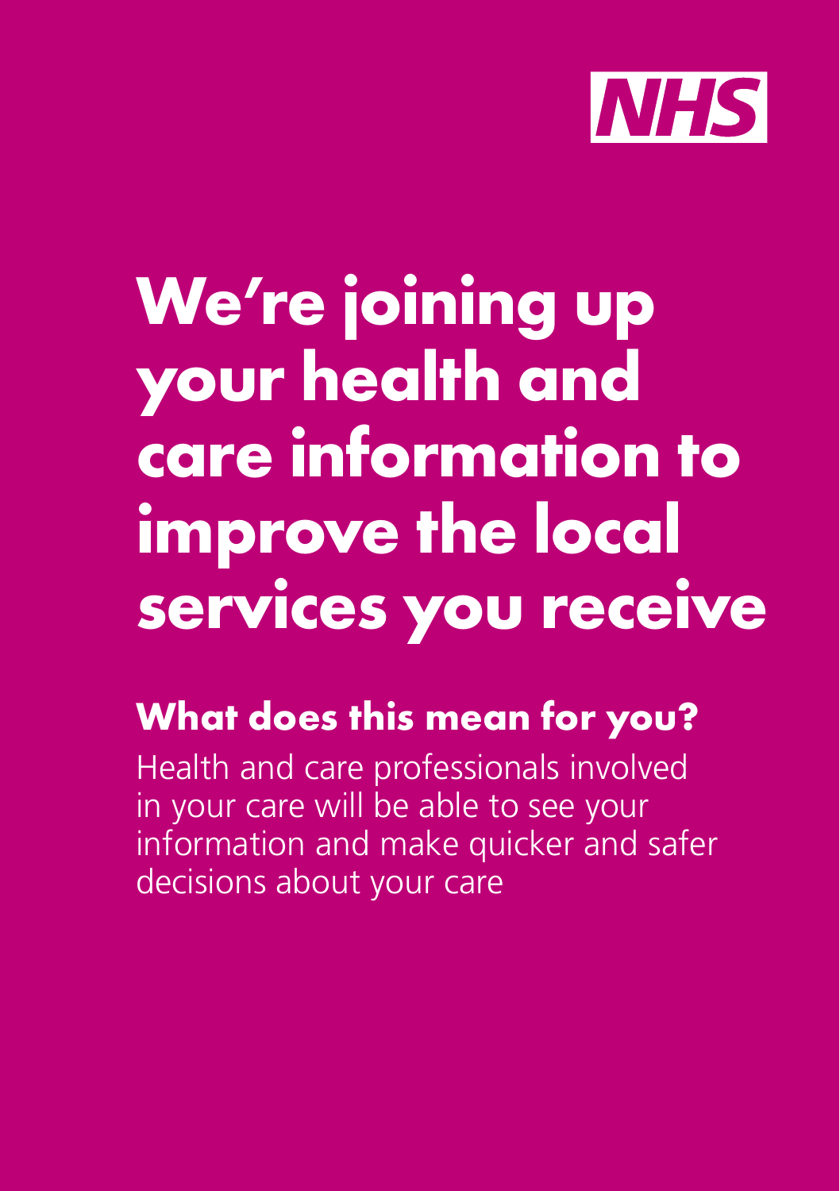NHS

# We're joining up your health and care information to improve the local services you receive

## What does this mean for you?

Health and care professionals involved in your care will be able to see your information and make quicker and safer decisions about your care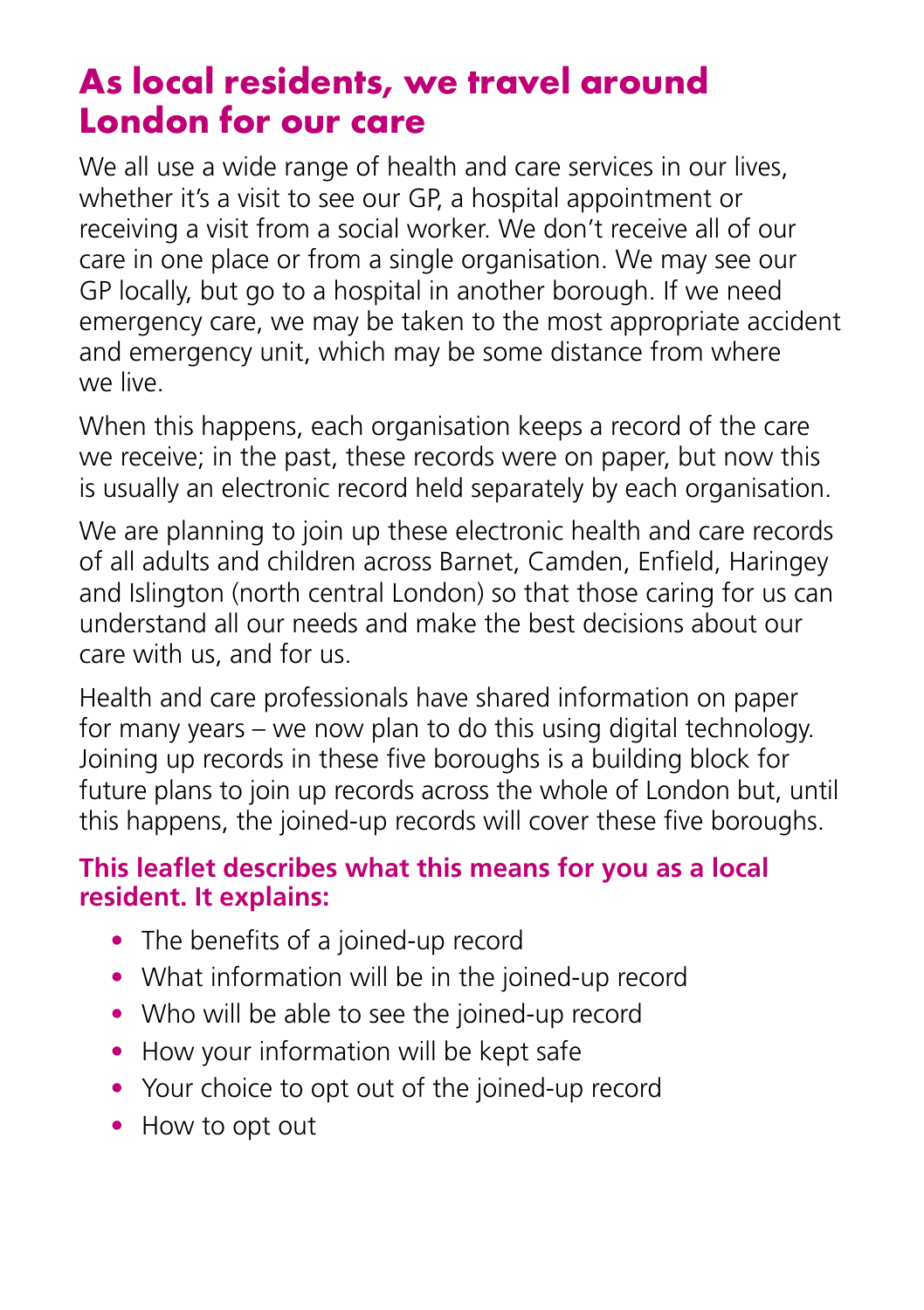## As local residents, we travel around London for our care

We all use a wide range of health and care services in our lives, whether it's a visit to see our GP, a hospital appointment or receiving a visit from a social worker. We don't receive all of our care in one place or from a single organisation. We may see our GP locally, but go to a hospital in another borough. If we need emergency care, we may be taken to the most appropriate accident and emergency unit, which may be some distance from where we live.

When this happens, each organisation keeps a record of the care we receive; in the past, these records were on paper, but now this is usually an electronic record held separately by each organisation.

We are planning to join up these electronic health and care records of all adults and children across Barnet, Camden, Enfield, Haringey and Islington (north central London) so that those caring for us can understand all our needs and make the best decisions about our care with us, and for us.

Health and care professionals have shared information on paper for many years – we now plan to do this using digital technology. Joining up records in these five boroughs is a building block for future plans to join up records across the whole of London but, until this happens, the joined-up records will cover these five boroughs.

**This leaflet describes what this means for you as a local resident. It explains:**

- The benefits of a joined-up record
- What information will be in the joined-up record
- Who will be able to see the joined-up record
- How your information will be kept safe
- Your choice to opt out of the joined-up record
- How to opt out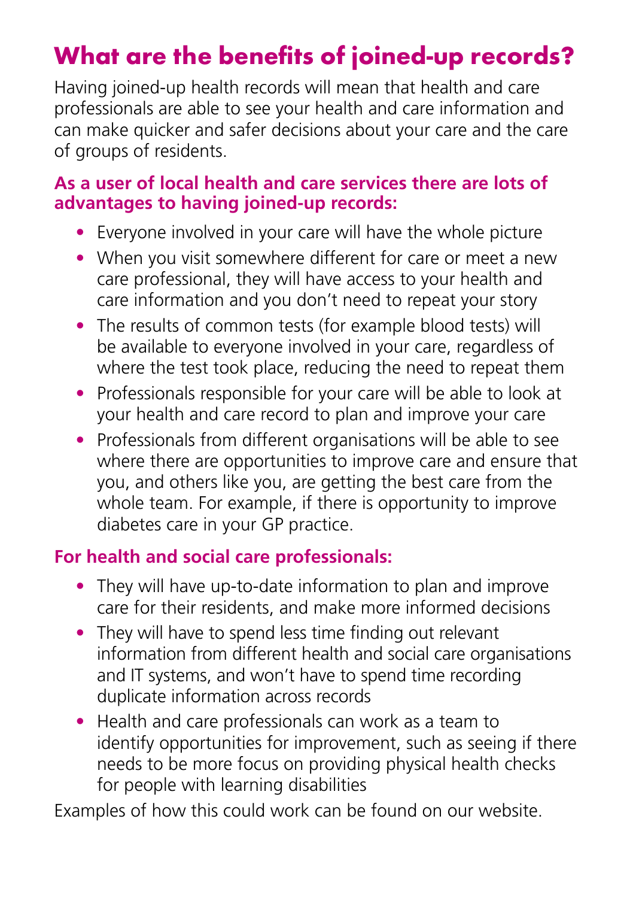# What are the benefits of joined-up records?

Having joined-up health records will mean that health and care professionals are able to see your health and care information and can make quicker and safer decisions about your care and the care of groups of residents.

**As a user of local health and care services there are lots of advantages to having joined-up records:**

- Everyone involved in your care will have the whole picture
- When you visit somewhere different for care or meet a new care professional, they will have access to your health and care information and you don't need to repeat your story
- The results of common tests (for example blood tests) will be available to everyone involved in your care, regardless of where the test took place, reducing the need to repeat them
- Professionals responsible for your care will be able to look at your health and care record to plan and improve your care
- Professionals from different organisations will be able to see where there are opportunities to improve care and ensure that you, and others like you, are getting the best care from the whole team. For example, if there is opportunity to improve diabetes care in your GP practice.

**For health and social care professionals:**

- They will have up-to-date information to plan and improve care for their residents, and make more informed decisions
- They will have to spend less time finding out relevant information from different health and social care organisations and IT systems, and won't have to spend time recording duplicate information across records
- Health and care professionals can work as a team to identify opportunities for improvement, such as seeing if there needs to be more focus on providing physical health checks for people with learning disabilities

Examples of how this could work can be found on our website.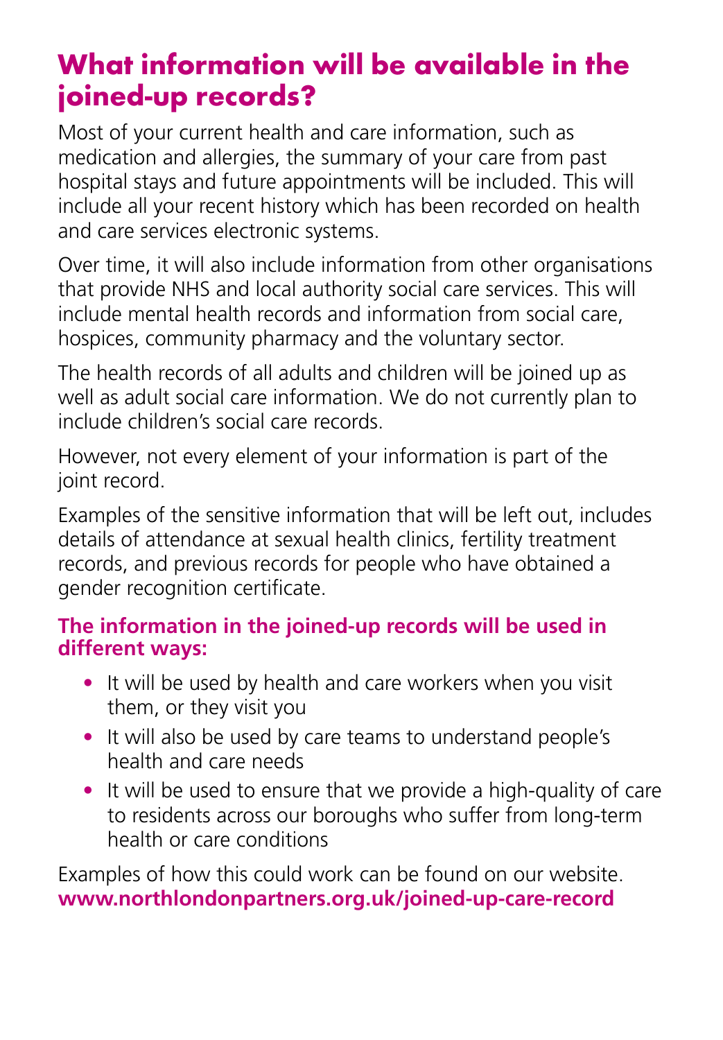## What information will be available in the joined-up records?

Most of your current health and care information, such as medication and allergies, the summary of your care from past hospital stays and future appointments will be included. This will include all your recent history which has been recorded on health and care services electronic systems.

Over time, it will also include information from other organisations that provide NHS and local authority social care services. This will include mental health records and information from social care, hospices, community pharmacy and the voluntary sector.

The health records of all adults and children will be joined up as well as adult social care information. We do not currently plan to include children's social care records.

However, not every element of your information is part of the joint record.

Examples of the sensitive information that will be left out, includes details of attendance at sexual health clinics, fertility treatment records, and previous records for people who have obtained a gender recognition certificate.

### The information in the joined-up records will be used in different ways:

- It will be used by health and care workers when you visit them, or they visit you
- It will also be used by care teams to understand people's health and care needs
- It will be used to ensure that we provide a high-quality of care to residents across our boroughs who suffer from long-term health or care conditions

Examples of how this could work can be found on our website.
**www.northlondonpartners.org.uk/joined-up-care-record**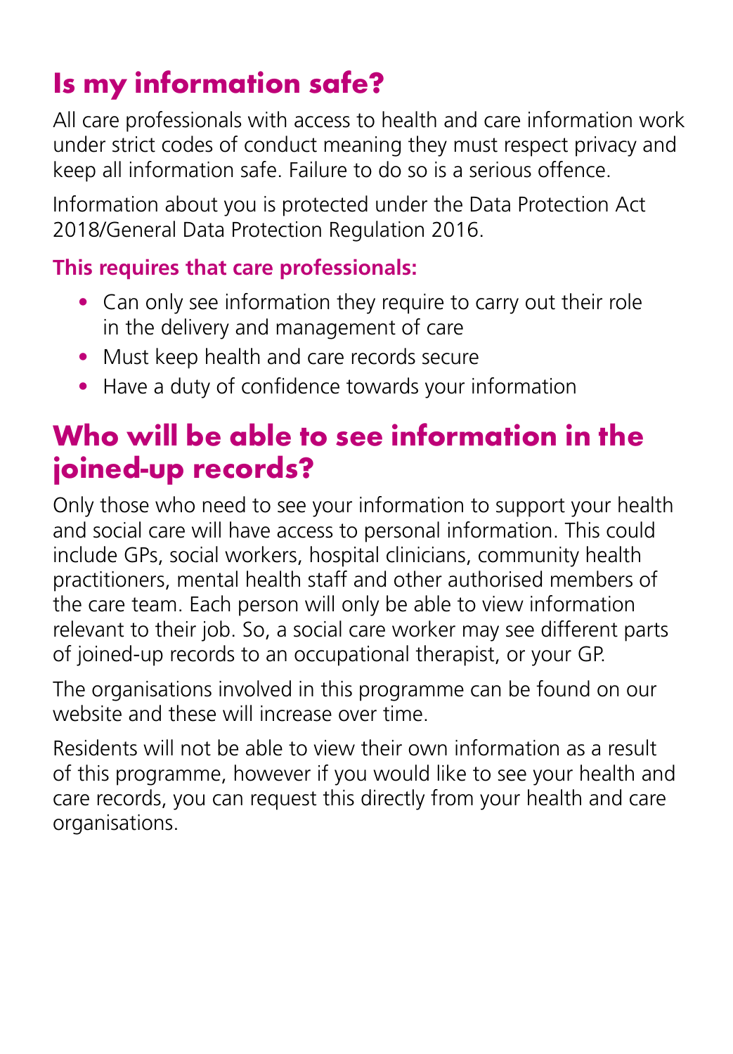## Is my information safe?

All care professionals with access to health and care information work under strict codes of conduct meaning they must respect privacy and keep all information safe. Failure to do so is a serious offence.

Information about you is protected under the Data Protection Act 2018/General Data Protection Regulation 2016.

**This requires that care professionals:**

- Can only see information they require to carry out their role in the delivery and management of care
- Must keep health and care records secure
- Have a duty of confidence towards your information

## Who will be able to see information in the joined-up records?

Only those who need to see your information to support your health and social care will have access to personal information. This could include GPs, social workers, hospital clinicians, community health practitioners, mental health staff and other authorised members of the care team. Each person will only be able to view information relevant to their job. So, a social care worker may see different parts of joined-up records to an occupational therapist, or your GP.

The organisations involved in this programme can be found on our website and these will increase over time.

Residents will not be able to view their own information as a result of this programme, however if you would like to see your health and care records, you can request this directly from your health and care organisations.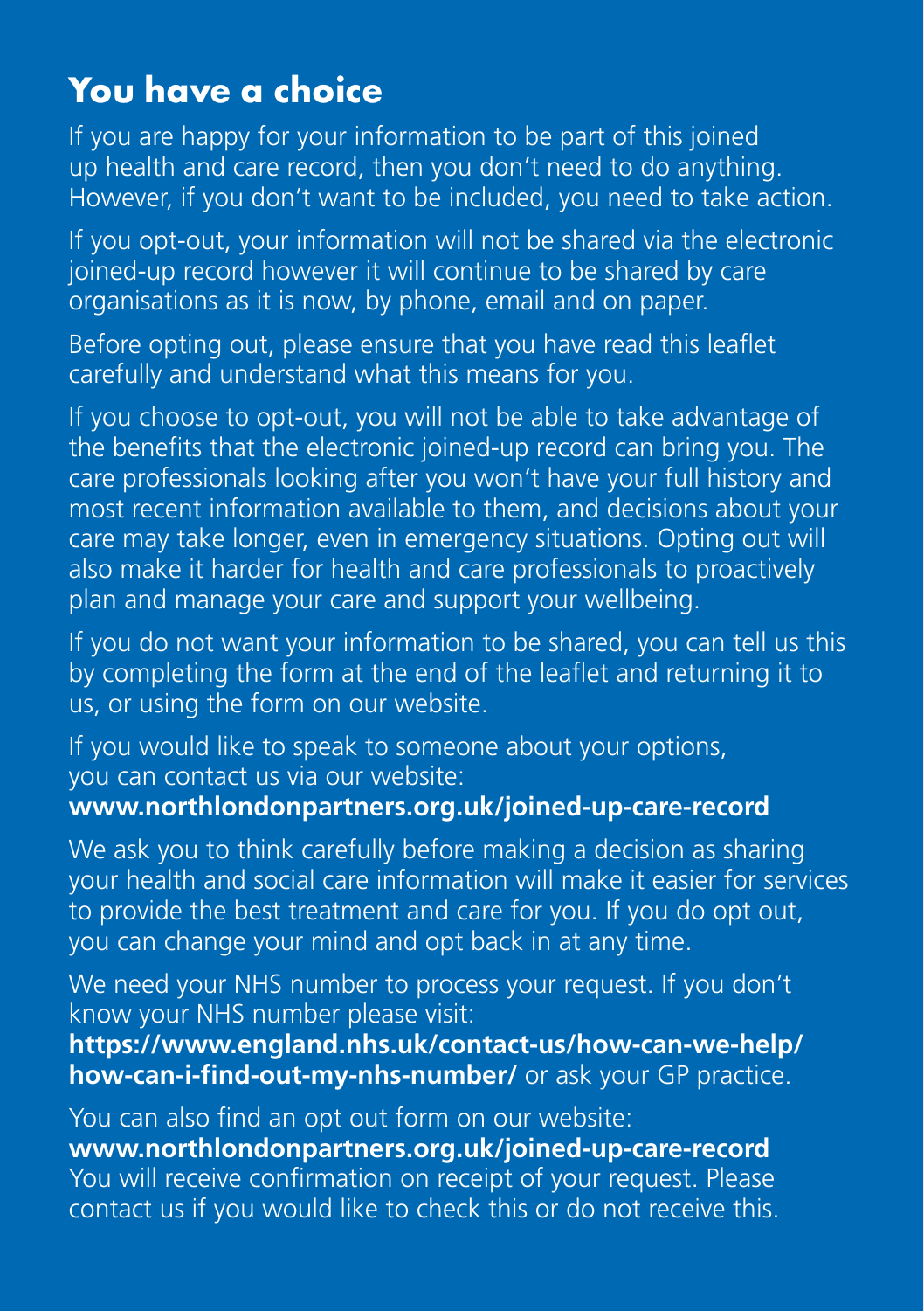# You have a choice

If you are happy for your information to be part of this joined up health and care record, then you don't need to do anything. However, if you don't want to be included, you need to take action.

If you opt-out, your information will not be shared via the electronic joined-up record however it will continue to be shared by care organisations as it is now, by phone, email and on paper.

Before opting out, please ensure that you have read this leaflet carefully and understand what this means for you.

If you choose to opt-out, you will not be able to take advantage of the benefits that the electronic joined-up record can bring you. The care professionals looking after you won't have your full history and most recent information available to them, and decisions about your care may take longer, even in emergency situations. Opting out will also make it harder for health and care professionals to proactively plan and manage your care and support your wellbeing.

If you do not want your information to be shared, you can tell us this by completing the form at the end of the leaflet and returning it to us, or using the form on our website.

If you would like to speak to someone about your options, you can contact us via our website:
**www.northlondonpartners.org.uk/joined-up-care-record**

We ask you to think carefully before making a decision as sharing your health and social care information will make it easier for services to provide the best treatment and care for you. If you do opt out, you can change your mind and opt back in at any time.

We need your NHS number to process your request. If you don't know your NHS number please visit:
**https://www.england.nhs.uk/contact-us/how-can-we-help/how-can-i-find-out-my-nhs-number/** or ask your GP practice.

You can also find an opt out form on our website:
**www.northlondonpartners.org.uk/joined-up-care-record**
You will receive confirmation on receipt of your request. Please contact us if you would like to check this or do not receive this.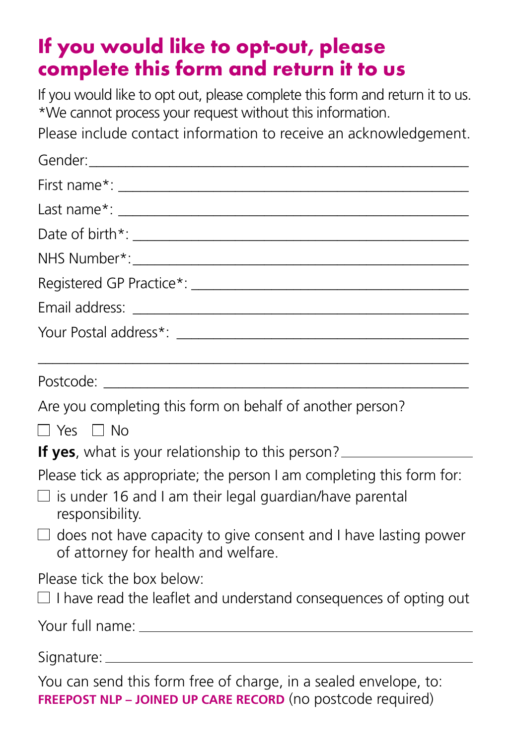# If you would like to opt-out, please complete this form and return it to us

If you would like to opt out, please complete this form and return it to us.
*We cannot process your request without this information.
Please include contact information to receive an acknowledgement.

Gender: ______________________________________________

First name*: ______________________________________________

Last name*: ______________________________________________

Date of birth*: ______________________________________________

NHS Number*: ______________________________________________

Registered GP Practice*: ______________________________________________

Email address: ______________________________________________

Your Postal address*: ______________________________________________

______________________________________________

Postcode: ______________________________________________

Are you completing this form on behalf of another person?

☐ Yes ☐ No

**If yes**, what is your relationship to this person? ____________________

Please tick as appropriate; the person I am completing this form for:

☐ is under 16 and I am their legal guardian/have parental responsibility.

☐ does not have capacity to give consent and I have lasting power of attorney for health and welfare.

Please tick the box below:

☐ I have read the leaflet and understand consequences of opting out

Your full name: ______________________________________________

Signature: ______________________________________________

You can send this form free of charge, in a sealed envelope, to:
**FREEPOST NLP – JOINED UP CARE RECORD** (no postcode required)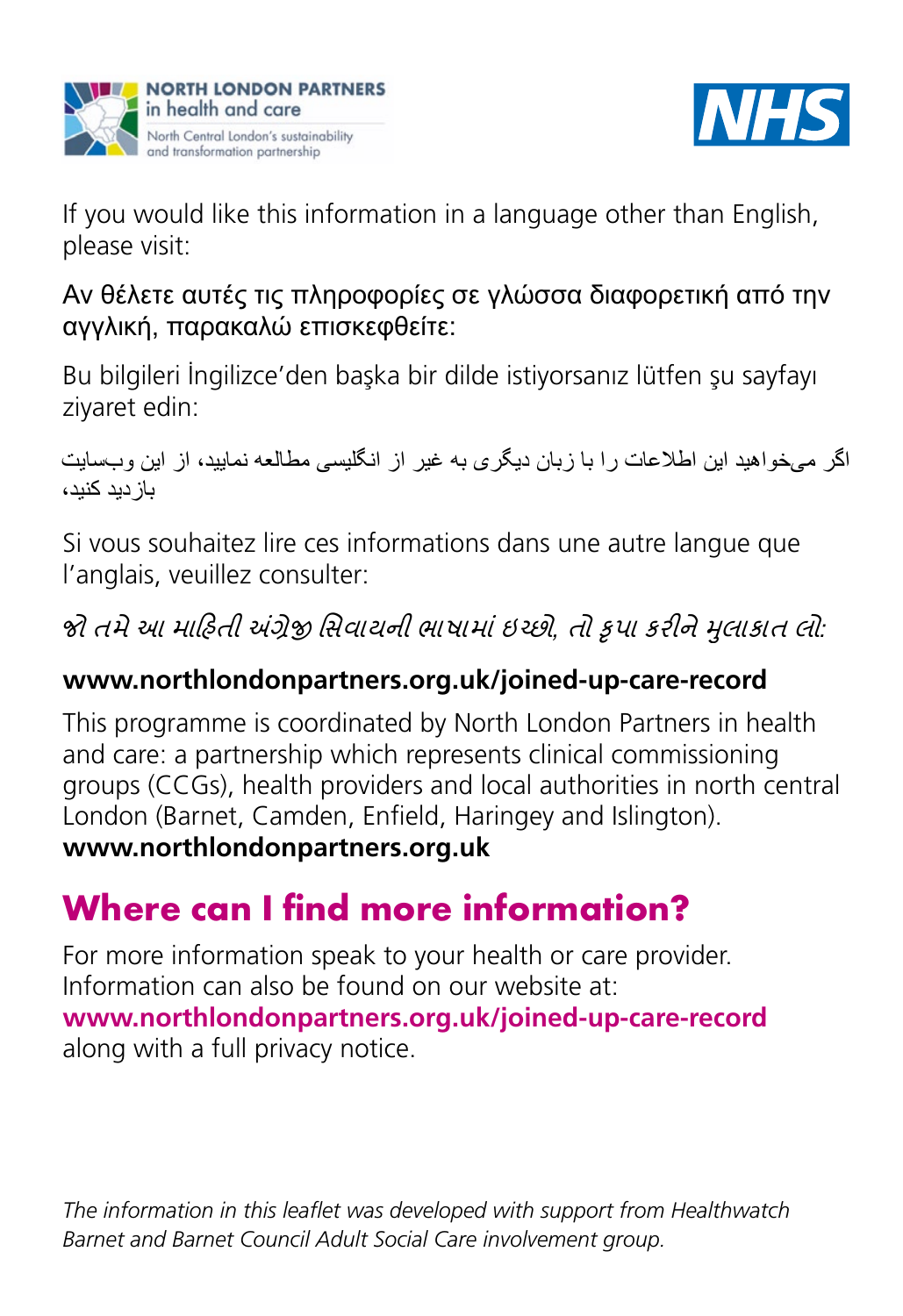NORTH LONDON PARTNERS in health and care

North Central London's sustainability and transformation partnership

NHS

If you would like this information in a language other than English, please visit:

Αν θέλετε αυτές τις πληροφορίες σε γλώσσα διαφορετική από την αγγλική, παρακαλώ επισκεφθείτε:

Bu bilgileri İngilizce'den başka bir dilde istiyorsanız lütfen şu sayfayı ziyaret edin:

اگر می‌خواهید این اطلاعات را با زبان دیگری به غیر از انگلیسی مطالعه نمایید، از این وب‌سایت بازدید کنید،

Si vous souhaitez lire ces informations dans une autre langue que l'anglais, veuillez consulter:

*જો તમે આ માહિતી અંગ્રેજી સિવાયની ભાષામાં ઇચ્છો, તો કૃપા કરીને મુલાકાત લો:*

**www.northlondonpartners.org.uk/joined-up-care-record**

This programme is coordinated by North London Partners in health and care: a partnership which represents clinical commissioning groups (CCGs), health providers and local authorities in north central London (Barnet, Camden, Enfield, Haringey and Islington).
**www.northlondonpartners.org.uk**

## Where can I find more information?

For more information speak to your health or care provider. Information can also be found on our website at:
**www.northlondonpartners.org.uk/joined-up-care-record**
along with a full privacy notice.

*The information in this leaflet was developed with support from Healthwatch Barnet and Barnet Council Adult Social Care involvement group.*